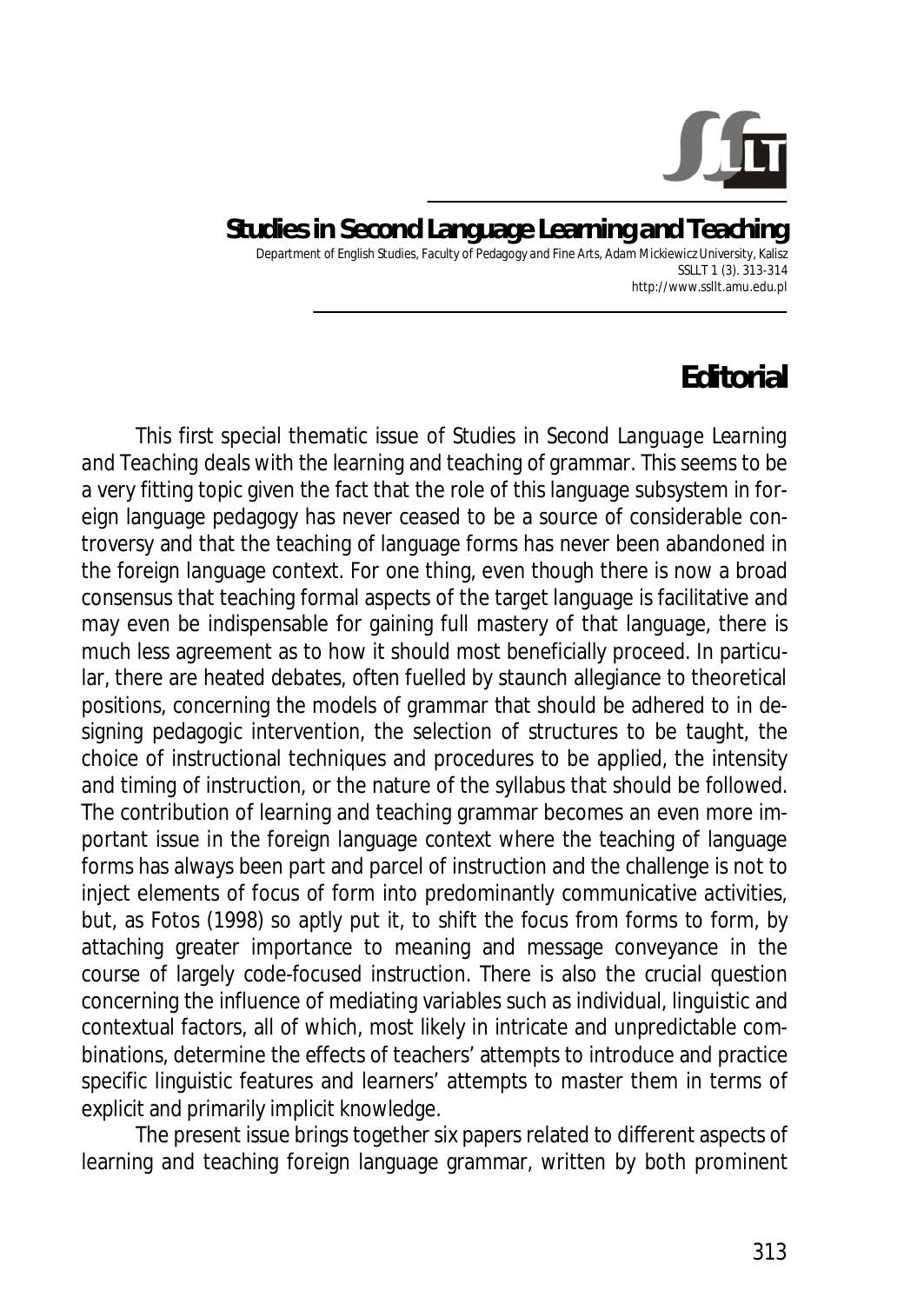# Editorial

This first special thematic issue of *Studies in Second Language Learning and Teaching* deals with the learning and teaching of grammar. This seems to be a very fitting topic given the fact that the role of this language subsystem in foreign language pedagogy has never ceased to be a source of considerable controversy and that the teaching of language forms has never been abandoned in the foreign language context. For one thing, even though there is now a broad consensus that teaching formal aspects of the target language is facilitative and may even be indispensable for gaining full mastery of that language, there is much less agreement as to how it should most beneficially proceed. In particular, there are heated debates, often fuelled by staunch allegiance to theoretical positions, concerning the models of grammar that should be adhered to in designing pedagogic intervention, the selection of structures to be taught, the choice of instructional techniques and procedures to be applied, the intensity and timing of instruction, or the nature of the syllabus that should be followed. The contribution of learning and teaching grammar becomes an even more important issue in the foreign language context where the teaching of language forms has always been part and parcel of instruction and the challenge is not to inject elements of focus of form into predominantly communicative activities, but, as Fotos (1998) so aptly put it, to shift the focus from forms to form, by attaching greater importance to meaning and message conveyance in the course of largely code-focused instruction. There is also the crucial question concerning the influence of mediating variables such as individual, linguistic and contextual factors, all of which, most likely in intricate and unpredictable combinations, determine the effects of teachers' attempts to introduce and practice specific linguistic features and learners' attempts to master them in terms of explicit and primarily implicit knowledge.

The present issue brings together six papers related to different aspects of learning and teaching foreign language grammar, written by both prominent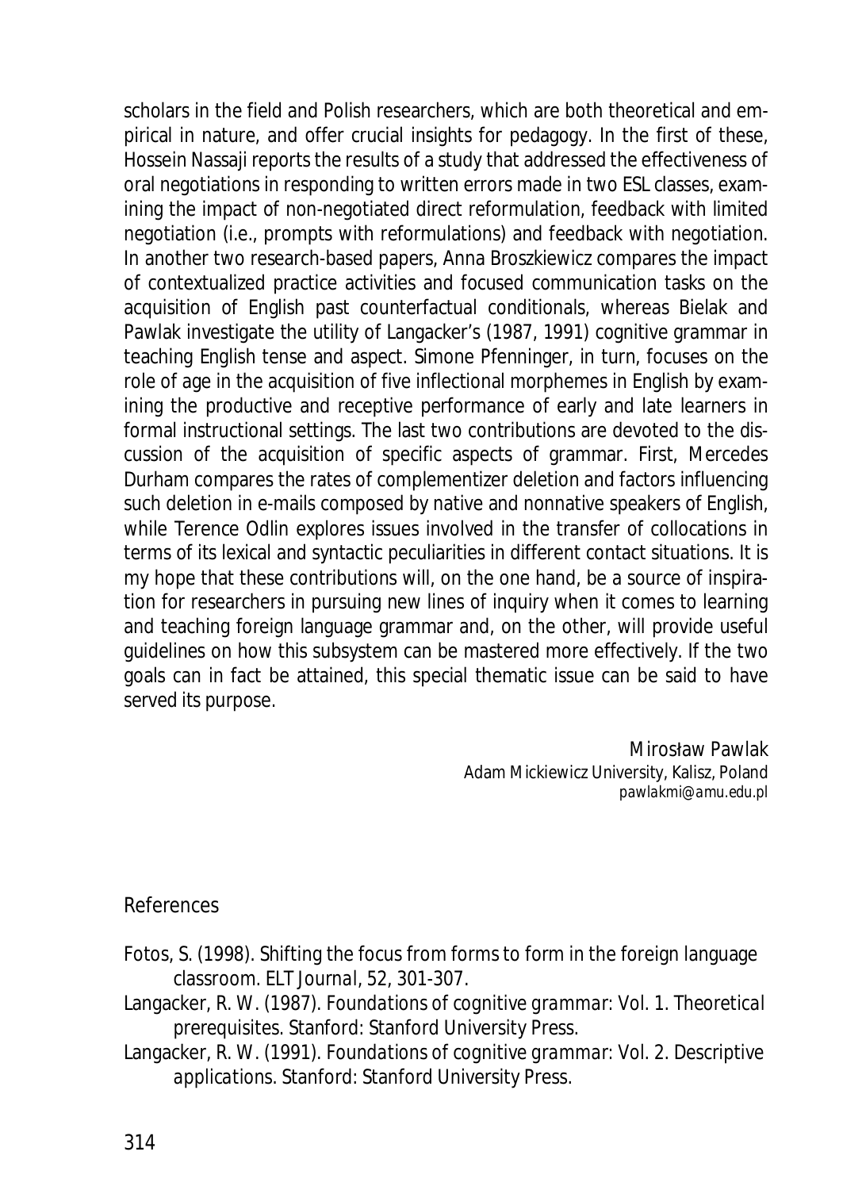scholars in the field and Polish researchers, which are both theoretical and empirical in nature, and offer crucial insights for pedagogy. In the first of these, Hossein Nassaji reports the results of a study that addressed the effectiveness of oral negotiations in responding to written errors made in two ESL classes, examining the impact of non-negotiated direct reformulation, feedback with limited negotiation (i.e., prompts with reformulations) and feedback with negotiation. In another two research-based papers, Anna Broszkiewicz compares the impact of contextualized practice activities and focused communication tasks on the acquisition of English past counterfactual conditionals, whereas Bielak and Pawlak investigate the utility of Langacker's (1987, 1991) cognitive grammar in teaching English tense and aspect. Simone Pfenninger, in turn, focuses on the role of age in the acquisition of five inflectional morphemes in English by examining the productive and receptive performance of early and late learners in formal instructional settings. The last two contributions are devoted to the discussion of the acquisition of specific aspects of grammar. First, Mercedes Durham compares the rates of complementizer deletion and factors influencing such deletion in e-mails composed by native and nonnative speakers of English, while Terence Odlin explores issues involved in the transfer of collocations in terms of its lexical and syntactic peculiarities in different contact situations. It is my hope that these contributions will, on the one hand, be a source of inspiration for researchers in pursuing new lines of inquiry when it comes to learning and teaching foreign language grammar and, on the other, will provide useful guidelines on how this subsystem can be mastered more effectively. If the two goals can in fact be attained, this special thematic issue can be said to have served its purpose.

Mirosław Pawlak
Adam Mickiewicz University, Kalisz, Poland
pawlakmi@amu.edu.pl

## References

Fotos, S. (1998). Shifting the focus from forms to form in the foreign language classroom. *ELT Journal*, *52*, 301-307.

Langacker, R. W. (1987). *Foundations of cognitive grammar: Vol. 1. Theoretical prerequisites*. Stanford: Stanford University Press.

Langacker, R. W. (1991). *Foundations of cognitive grammar: Vol. 2. Descriptive applications*. Stanford: Stanford University Press.